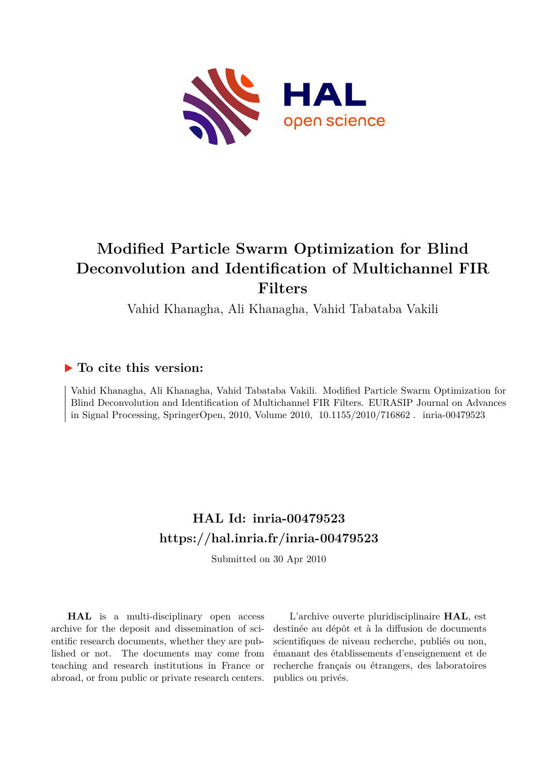# Modified Particle Swarm Optimization for Blind Deconvolution and Identification of Multichannel FIR Filters

Vahid Khanagha, Ali Khanagha, Vahid Tabataba Vakili

## ▶ To cite this version:

Vahid Khanagha, Ali Khanagha, Vahid Tabataba Vakili. Modified Particle Swarm Optimization for Blind Deconvolution and Identification of Multichannel FIR Filters. EURASIP Journal on Advances in Signal Processing, SpringerOpen, 2010, Volume 2010, 10.1155/2010/716862 . inria-00479523

## HAL Id: inria-00479523
## https://hal.inria.fr/inria-00479523

Submitted on 30 Apr 2010

**HAL** is a multi-disciplinary open access archive for the deposit and dissemination of scientific research documents, whether they are published or not. The documents may come from teaching and research institutions in France or abroad, or from public or private research centers.

L'archive ouverte pluridisciplinaire **HAL**, est destinée au dépôt et à la diffusion de documents scientifiques de niveau recherche, publiés ou non, émanant des établissements d'enseignement et de recherche français ou étrangers, des laboratoires publics ou privés.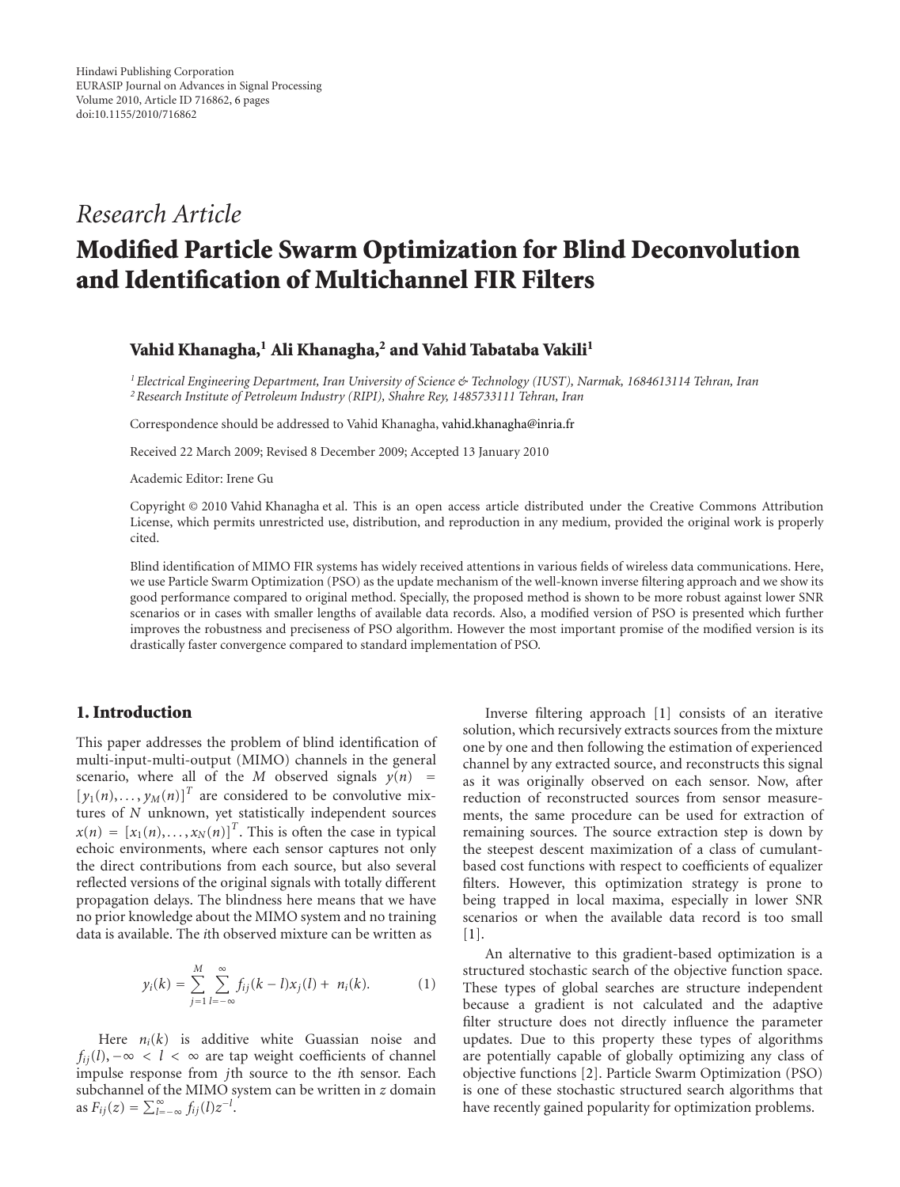Hindawi Publishing Corporation
EURASIP Journal on Advances in Signal Processing
Volume 2010, Article ID 716862, 6 pages
doi:10.1155/2010/716862

*Research Article*

# Modified Particle Swarm Optimization for Blind Deconvolution and Identification of Multichannel FIR Filters

**Vahid Khanagha,[1] Ali Khanagha,[2] and Vahid Tabataba Vakili[1]**

[1] *Electrical Engineering Department, Iran University of Science & Technology (IUST), Narmak, 1684613114 Tehran, Iran*
[2] *Research Institute of Petroleum Industry (RIPI), Shahre Rey, 1485733111 Tehran, Iran*

Correspondence should be addressed to Vahid Khanagha, vahid.khanagha@inria.fr

Received 22 March 2009; Revised 8 December 2009; Accepted 13 January 2010

Academic Editor: Irene Gu

Copyright © 2010 Vahid Khanagha et al. This is an open access article distributed under the Creative Commons Attribution License, which permits unrestricted use, distribution, and reproduction in any medium, provided the original work is properly cited.

Blind identification of MIMO FIR systems has widely received attentions in various fields of wireless data communications. Here, we use Particle Swarm Optimization (PSO) as the update mechanism of the well-known inverse filtering approach and we show its good performance compared to original method. Specially, the proposed method is shown to be more robust against lower SNR scenarios or in cases with smaller lengths of available data records. Also, a modified version of PSO is presented which further improves the robustness and preciseness of PSO algorithm. However the most important promise of the modified version is its drastically faster convergence compared to standard implementation of PSO.

## 1. Introduction

This paper addresses the problem of blind identification of multi-input-multi-output (MIMO) channels in the general scenario, where all of the $M$ observed signals $y(n) = [y_1(n), \ldots, y_M(n)]^T$ are considered to be convolutive mixtures of $N$ unknown, yet statistically independent sources $x(n) = [x_1(n), \ldots, x_N(n)]^T$. This is often the case in typical echoic environments, where each sensor captures not only the direct contributions from each source, but also several reflected versions of the original signals with totally different propagation delays. The blindness here means that we have no prior knowledge about the MIMO system and no training data is available. The $i$th observed mixture can be written as

$$y_i(k) = \sum_{j=1}^{M} \sum_{l=-\infty}^{\infty} f_{ij}(k-l)x_j(l) + n_i(k). \quad (1)$$

Here $n_i(k)$ is additive white Guassian noise and $f_{ij}(l), -\infty < l < \infty$ are tap weight coefficients of channel impulse response from $j$th source to the $i$th sensor. Each subchannel of the MIMO system can be written in $z$ domain as $F_{ij}(z) = \sum_{l=-\infty}^{\infty} f_{ij}(l)z^{-l}$.

Inverse filtering approach [1] consists of an iterative solution, which recursively extracts sources from the mixture one by one and then following the estimation of experienced channel by any extracted source, and reconstructs this signal as it was originally observed on each sensor. Now, after reduction of reconstructed sources from sensor measurements, the same procedure can be used for extraction of remaining sources. The source extraction step is down by the steepest descent maximization of a class of cumulant-based cost functions with respect to coefficients of equalizer filters. However, this optimization strategy is prone to being trapped in local maxima, especially in lower SNR scenarios or when the available data record is too small [1].

An alternative to this gradient-based optimization is a structured stochastic search of the objective function space. These types of global searches are structure independent because a gradient is not calculated and the adaptive filter structure does not directly influence the parameter updates. Due to this property these types of algorithms are potentially capable of globally optimizing any class of objective functions [2]. Particle Swarm Optimization (PSO) is one of these stochastic structured search algorithms that have recently gained popularity for optimization problems.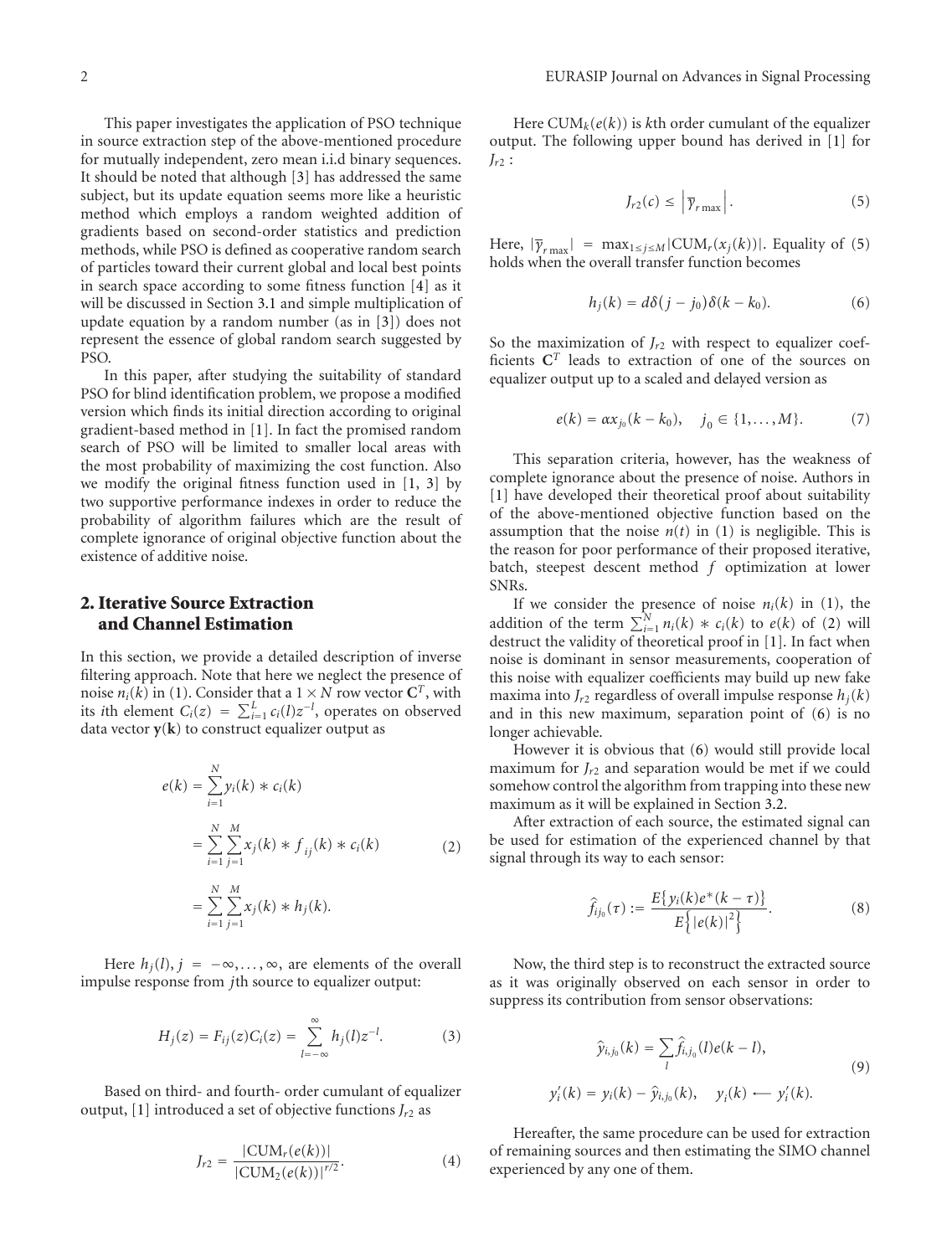This paper investigates the application of PSO technique in source extraction step of the above-mentioned procedure for mutually independent, zero mean i.i.d binary sequences. It should be noted that although [3] has addressed the same subject, but its update equation seems more like a heuristic method which employs a random weighted addition of gradients based on second-order statistics and prediction methods, while PSO is defined as cooperative random search of particles toward their current global and local best points in search space according to some fitness function [4] as it will be discussed in Section 3.1 and simple multiplication of update equation by a random number (as in [3]) does not represent the essence of global random search suggested by PSO.

In this paper, after studying the suitability of standard PSO for blind identification problem, we propose a modified version which finds its initial direction according to original gradient-based method in [1]. In fact the promised random search of PSO will be limited to smaller local areas with the most probability of maximizing the cost function. Also we modify the original fitness function used in [1, 3] by two supportive performance indexes in order to reduce the probability of algorithm failures which are the result of complete ignorance of original objective function about the existence of additive noise.

## 2. Iterative Source Extraction and Channel Estimation

In this section, we provide a detailed description of inverse filtering approach. Note that here we neglect the presence of noise $n_i(k)$ in (1). Consider that a $1 \times N$ row vector $\mathbf{C}^T$, with its $i$th element $C_i(z) = \sum_{i=1}^{L} c_i(l) z^{-l}$, operates on observed data vector $\mathbf{y}(\mathbf{k})$ to construct equalizer output as

$$
\begin{aligned}
e(k) &= \sum_{i=1}^{N} y_i(k) * c_i(k) \\
&= \sum_{i=1}^{N} \sum_{j=1}^{M} x_j(k) * f_{ij}(k) * c_i(k) \\
&= \sum_{i=1}^{N} \sum_{j=1}^{M} x_j(k) * h_j(k).
\end{aligned} \tag{2}
$$

Here $h_j(l), j = -\infty, \ldots, \infty$, are elements of the overall impulse response from $j$th source to equalizer output:

$$
H_j(z) = F_{ij}(z) C_i(z) = \sum_{l=-\infty}^{\infty} h_j(l) z^{-l}. \tag{3}
$$

Based on third- and fourth- order cumulant of equalizer output, [1] introduced a set of objective functions $J_{r2}$ as

$$
J_{r2} = \frac{|\mathrm{CUM}_r(e(k))|}{|\mathrm{CUM}_2(e(k))|^{r/2}}. \tag{4}
$$

Here $\mathrm{CUM}_k(e(k))$ is $k$th order cumulant of the equalizer output. The following upper bound has derived in [1] for $J_{r2}$ :

$$
J_{r2}(c) \leq \left| \overline{\gamma}_{r\max} \right|. \tag{5}
$$

Here, $|\overline{\gamma}_{r\max}| = \max_{1 \leq j \leq M} |\mathrm{CUM}_r(x_j(k))|$. Equality of (5) holds when the overall transfer function becomes

$$
h_j(k) = d\delta(j - j_0)\delta(k - k_0). \tag{6}
$$

So the maximization of $J_{r2}$ with respect to equalizer coefficients $\mathbf{C}^T$ leads to extraction of one of the sources on equalizer output up to a scaled and delayed version as

$$
e(k) = \alpha x_{j_0}(k - k_0), \quad j_0 \in \{1, \ldots, M\}. \tag{7}
$$

This separation criteria, however, has the weakness of complete ignorance about the presence of noise. Authors in [1] have developed their theoretical proof about suitability of the above-mentioned objective function based on the assumption that the noise $n(t)$ in (1) is negligible. This is the reason for poor performance of their proposed iterative, batch, steepest descent method $f$ optimization at lower SNRs.

If we consider the presence of noise $n_i(k)$ in (1), the addition of the term $\sum_{i=1}^{N} n_i(k) * c_i(k)$ to $e(k)$ of (2) will destruct the validity of theoretical proof in [1]. In fact when noise is dominant in sensor measurements, cooperation of this noise with equalizer coefficients may build up new fake maxima into $J_{r2}$ regardless of overall impulse response $h_j(k)$ and in this new maximum, separation point of (6) is no longer achievable.

However it is obvious that (6) would still provide local maximum for $J_{r2}$ and separation would be met if we could somehow control the algorithm from trapping into these new maximum as it will be explained in Section 3.2.

After extraction of each source, the estimated signal can be used for estimation of the experienced channel by that signal through its way to each sensor:

$$
\hat{f}_{ij_0}(\tau) := \frac{E\{y_i(k) e^*(k - \tau)\}}{E\left\{|e(k)|^2\right\}}. \tag{8}
$$

Now, the third step is to reconstruct the extracted source as it was originally observed on each sensor in order to suppress its contribution from sensor observations:

$$
\begin{aligned}
\hat{y}_{i,j_0}(k) &= \sum_{l} \hat{f}_{i,j_0}(l) e(k - l), \\
y_i'(k) &= y_i(k) - \hat{y}_{i,j_0}(k), \quad y_i(k) \longleftarrow y_i'(k).
\end{aligned} \tag{9}
$$

Hereafter, the same procedure can be used for extraction of remaining sources and then estimating the SIMO channel experienced by any one of them.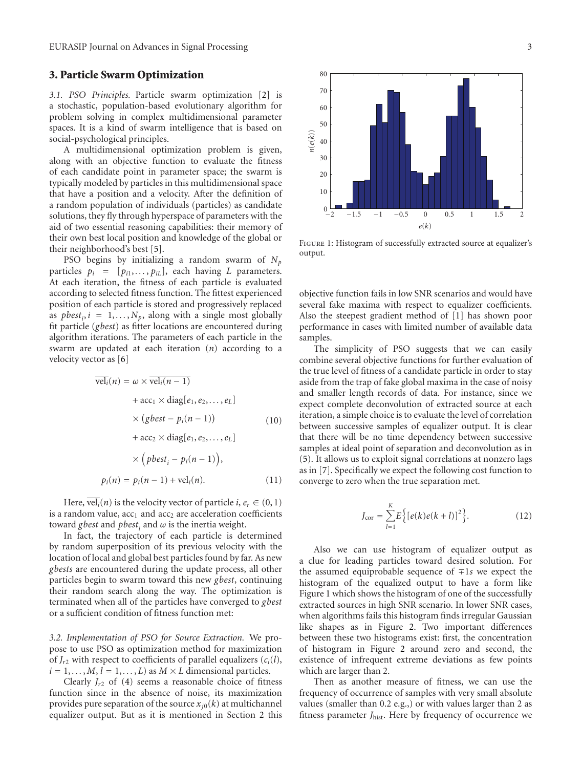## 3. Particle Swarm Optimization

*3.1. PSO Principles.* Particle swarm optimization [2] is a stochastic, population-based evolutionary algorithm for problem solving in complex multidimensional parameter spaces. It is a kind of swarm intelligence that is based on social-psychological principles.

A multidimensional optimization problem is given, along with an objective function to evaluate the fitness of each candidate point in parameter space; the swarm is typically modeled by particles in this multidimensional space that have a position and a velocity. After the definition of a random population of individuals (particles) as candidate solutions, they fly through hyperspace of parameters with the aid of two essential reasoning capabilities: their memory of their own best local position and knowledge of the global or their neighborhood's best [5].

PSO begins by initializing a random swarm of $N_p$ particles $p_i = [p_{i1}, \ldots, p_{iL}]$, each having $L$ parameters. At each iteration, the fitness of each particle is evaluated according to selected fitness function. The fittest experienced position of each particle is stored and progressively replaced as $pbest_i, i = 1, \ldots, N_p$, along with a single most globally fit particle ($gbest$) as fitter locations are encountered during algorithm iterations. The parameters of each particle in the swarm are updated at each iteration ($n$) according to a velocity vector as [6]

$$
\begin{aligned}
\overline{\text{vel}_i}(n) &= \omega \times \overline{\text{vel}_i(n-1)} \\
&\quad + \text{acc}_1 \times \text{diag}[e_1, e_2, \ldots, e_L] \\
&\quad \times (gbest - p_i(n-1)) \\
&\quad + \text{acc}_2 \times \text{diag}[e_1, e_2, \ldots, e_L] \\
&\quad \times \left(pbest_i - p_i(n-1)\right),
\end{aligned} \tag{10}
$$

$$
p_i(n) = p_i(n-1) + \text{vel}_i(n). \tag{11}
$$

Here, $\overline{\text{vel}_i}(n)$ is the velocity vector of particle $i$, $e_r \in (0,1)$ is a random value, $\text{acc}_1$ and $\text{acc}_2$ are acceleration coefficients toward $gbest$ and $pbest_i$ and $\omega$ is the inertia weight.

In fact, the trajectory of each particle is determined by random superposition of its previous velocity with the location of local and global best particles found by far. As new $gbests$ are encountered during the update process, all other particles begin to swarm toward this new $gbest$, continuing their random search along the way. The optimization is terminated when all of the particles have converged to $gbest$ or a sufficient condition of fitness function met:

*3.2. Implementation of PSO for Source Extraction.* We propose to use PSO as optimization method for maximization of $J_{r2}$ with respect to coefficients of parallel equalizers ($c_i(l)$, $i = 1, \ldots, M$, $l = 1, \ldots, L$) as $M \times L$ dimensional particles.

Clearly $J_{r2}$ of (4) seems a reasonable choice of fitness function since in the absence of noise, its maximization provides pure separation of the source $x_{j0}(k)$ at multichannel equalizer output. But as it is mentioned in Section 2 this objective function fails in low SNR scenarios and would have several fake maxima with respect to equalizer coefficients. Also the steepest gradient method of [1] has shown poor performance in cases with limited number of available data samples.

Figure 1: Histogram of successfully extracted source at equalizer's output.

The simplicity of PSO suggests that we can easily combine several objective functions for further evaluation of the true level of fitness of a candidate particle in order to stay aside from the trap of fake global maxima in the case of noisy and smaller length records of data. For instance, since we expect complete deconvolution of extracted source at each iteration, a simple choice is to evaluate the level of correlation between successive samples of equalizer output. It is clear that there will be no time dependency between successive samples at ideal point of separation and deconvolution as in (5). It allows us to exploit signal correlations at nonzero lags as in [7]. Specifically we expect the following cost function to converge to zero when the true separation met.

$$
J_{\text{cor}} = \sum_{l=1}^{K} E\left\{[e(k)e(k+l)]^2\right\}. \tag{12}
$$

Also we can use histogram of equalizer output as a clue for leading particles toward desired solution. For the assumed equiprobable sequence of $\mp 1s$ we expect the histogram of the equalized output to have a form like Figure 1 which shows the histogram of one of the successfully extracted sources in high SNR scenario. In lower SNR cases, when algorithms fails this histogram finds irregular Gaussian like shapes as in Figure 2. Two important differences between these two histograms exist: first, the concentration of histogram in Figure 2 around zero and second, the existence of infrequent extreme deviations as few points which are larger than 2.

Then as another measure of fitness, we can use the frequency of occurrence of samples with very small absolute values (smaller than 0.2 e.g.,) or with values larger than 2 as fitness parameter $J_{\text{hist}}$. Here by frequency of occurrence we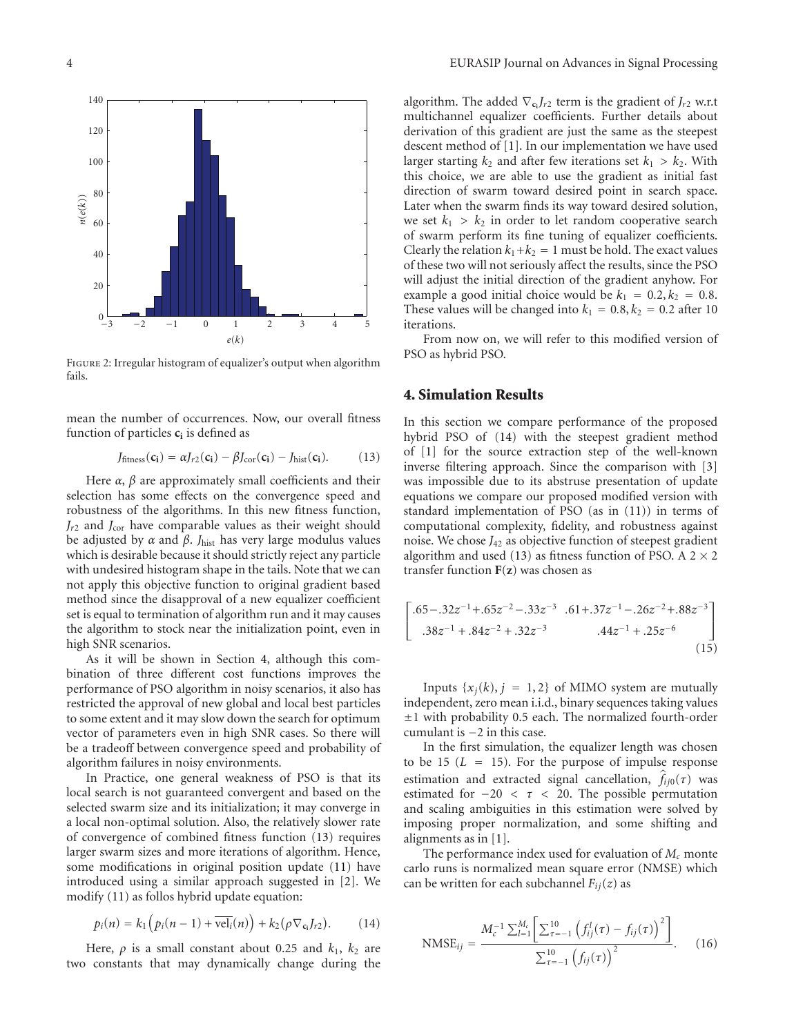Figure 2: Irregular histogram of equalizer's output when algorithm fails.

mean the number of occurrences. Now, our overall fitness function of particles $\mathbf{c_i}$ is defined as

$$J_{\text{fitness}}(\mathbf{c_i}) = \alpha J_{r2}(\mathbf{c_i}) - \beta J_{\text{cor}}(\mathbf{c_i}) - J_{\text{hist}}(\mathbf{c_i}). \tag{13}$$

Here $\alpha$, $\beta$ are approximately small coefficients and their selection has some effects on the convergence speed and robustness of the algorithms. In this new fitness function, $J_{r2}$ and $J_{\text{cor}}$ have comparable values as their weight should be adjusted by $\alpha$ and $\beta$. $J_{\text{hist}}$ has very large modulus values which is desirable because it should strictly reject any particle with undesired histogram shape in the tails. Note that we can not apply this objective function to original gradient based method since the disapproval of a new equalizer coefficient set is equal to termination of algorithm run and it may causes the algorithm to stock near the initialization point, even in high SNR scenarios.

As it will be shown in Section 4, although this combination of three different cost functions improves the performance of PSO algorithm in noisy scenarios, it also has restricted the approval of new global and local best particles to some extent and it may slow down the search for optimum vector of parameters even in high SNR cases. So there will be a tradeoff between convergence speed and probability of algorithm failures in noisy environments.

In Practice, one general weakness of PSO is that its local search is not guaranteed convergent and based on the selected swarm size and its initialization; it may converge in a local non-optimal solution. Also, the relatively slower rate of convergence of combined fitness function (13) requires larger swarm sizes and more iterations of algorithm. Hence, some modifications in original position update (11) have introduced using a similar approach suggested in [2]. We modify (11) as follos hybrid update equation:

$$p_i(n) = k_1\left(p_i(n-1) + \overline{\text{vel}_i}(n)\right) + k_2\left(\rho \nabla_{\mathbf{c_i}} J_{r2}\right). \tag{14}$$

Here, $\rho$ is a small constant about 0.25 and $k_1$, $k_2$ are two constants that may dynamically change during the algorithm. The added $\nabla_{\mathbf{c_i}} J_{r2}$ term is the gradient of $J_{r2}$ w.r.t multichannel equalizer coefficients. Further details about derivation of this gradient are just the same as the steepest descent method of [1]. In our implementation we have used larger starting $k_2$ and after few iterations set $k_1 > k_2$. With this choice, we are able to use the gradient as initial fast direction of swarm toward desired point in search space. Later when the swarm finds its way toward desired solution, we set $k_1 > k_2$ in order to let random cooperative search of swarm perform its fine tuning of equalizer coefficients. Clearly the relation $k_1 + k_2 = 1$ must be hold. The exact values of these two will not seriously affect the results, since the PSO will adjust the initial direction of the gradient anyhow. For example a good initial choice would be $k_1 = 0.2, k_2 = 0.8$. These values will be changed into $k_1 = 0.8, k_2 = 0.2$ after 10 iterations.

From now on, we will refer to this modified version of PSO as hybrid PSO.

## 4. Simulation Results

In this section we compare performance of the proposed hybrid PSO of (14) with the steepest gradient method of [1] for the source extraction step of the well-known inverse filtering approach. Since the comparison with [3] was impossible due to its abstruse presentation of update equations we compare our proposed modified version with standard implementation of PSO (as in (11)) in terms of computational complexity, fidelity, and robustness against noise. We chose $J_{42}$ as objective function of steepest gradient algorithm and used (13) as fitness function of PSO. A $2 \times 2$ transfer function $\mathbf{F}(\mathbf{z})$ was chosen as

$$\begin{bmatrix} .65 - .32z^{-1} + .65z^{-2} - .33z^{-3} & .61 + .37z^{-1} - .26z^{-2} + .88z^{-3} \\ .38z^{-1} + .84z^{-2} + .32z^{-3} & .44z^{-1} + .25z^{-6} \end{bmatrix} \tag{15}$$

Inputs $\{x_j(k), j = 1, 2\}$ of MIMO system are mutually independent, zero mean i.i.d., binary sequences taking values $\pm 1$ with probability 0.5 each. The normalized fourth-order cumulant is $-2$ in this case.

In the first simulation, the equalizer length was chosen to be 15 ($L = 15$). For the purpose of impulse response estimation and extracted signal cancellation, $\hat{f}_{ij0}(\tau)$ was estimated for $-20 < \tau < 20$. The possible permutation and scaling ambiguities in this estimation were solved by imposing proper normalization, and some shifting and alignments as in [1].

The performance index used for evaluation of $M_c$ monte carlo runs is normalized mean square error (NMSE) which can be written for each subchannel $F_{ij}(z)$ as

$$\text{NMSE}_{ij} = \frac{M_c^{-1} \sum_{l=1}^{M_c} \left[ \sum_{\tau=-1}^{10} \left( f_{ij}^{l}(\tau) - f_{ij}(\tau) \right)^2 \right]}{\sum_{\tau=-1}^{10} \left( f_{ij}(\tau) \right)^2}. \tag{16}$$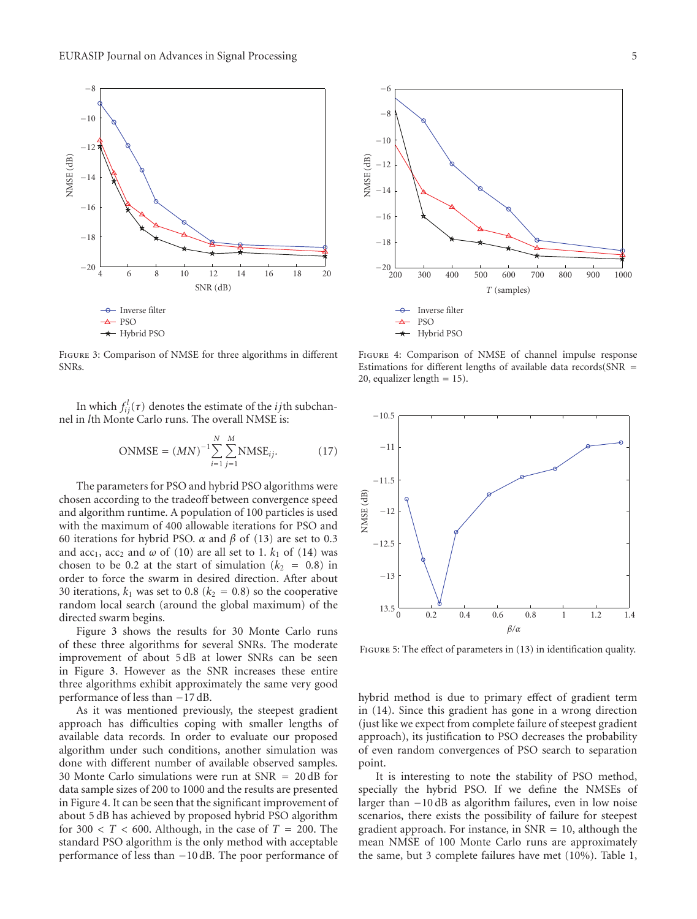Figure 3: Comparison of NMSE for three algorithms in different SNRs.

Figure 4: Comparison of NMSE of channel impulse response Estimations for different lengths of available data records(SNR = 20, equalizer length = 15).

Figure 5: The effect of parameters in (13) in identification quality.

In which $f_{ij}^{l}(\tau)$ denotes the estimate of the $ij$th subchannel in $l$th Monte Carlo runs. The overall NMSE is:

$$\text{ONMSE} = (MN)^{-1} \sum_{i=1}^{N} \sum_{j=1}^{M} \text{NMSE}_{ij}. \tag{17}$$

The parameters for PSO and hybrid PSO algorithms were chosen according to the tradeoff between convergence speed and algorithm runtime. A population of 100 particles is used with the maximum of 400 allowable iterations for PSO and 60 iterations for hybrid PSO. $\alpha$ and $\beta$ of (13) are set to 0.3 and $\text{acc}_1$, $\text{acc}_2$ and $\omega$ of (10) are all set to 1. $k_1$ of (14) was chosen to be 0.2 at the start of simulation ($k_2 = 0.8$) in order to force the swarm in desired direction. After about 30 iterations, $k_1$ was set to 0.8 ($k_2 = 0.8$) so the cooperative random local search (around the global maximum) of the directed swarm begins.

Figure 3 shows the results for 30 Monte Carlo runs of these three algorithms for several SNRs. The moderate improvement of about 5 dB at lower SNRs can be seen in Figure 3. However as the SNR increases these entire three algorithms exhibit approximately the same very good performance of less than −17 dB.

As it was mentioned previously, the steepest gradient approach has difficulties coping with smaller lengths of available data records. In order to evaluate our proposed algorithm under such conditions, another simulation was done with different number of available observed samples. 30 Monte Carlo simulations were run at SNR = 20 dB for data sample sizes of 200 to 1000 and the results are presented in Figure 4. It can be seen that the significant improvement of about 5 dB has achieved by proposed hybrid PSO algorithm for $300 < T < 600$. Although, in the case of $T = 200$. The standard PSO algorithm is the only method with acceptable performance of less than −10 dB. The poor performance of hybrid method is due to primary effect of gradient term in (14). Since this gradient has gone in a wrong direction (just like we expect from complete failure of steepest gradient approach), its justification to PSO decreases the probability of even random convergences of PSO search to separation point.

It is interesting to note the stability of PSO method, specially the hybrid PSO. If we define the NMSEs of larger than −10 dB as algorithm failures, even in low noise scenarios, there exists the possibility of failure for steepest gradient approach. For instance, in SNR = 10, although the mean NMSE of 100 Monte Carlo runs are approximately the same, but 3 complete failures have met (10%). Table 1,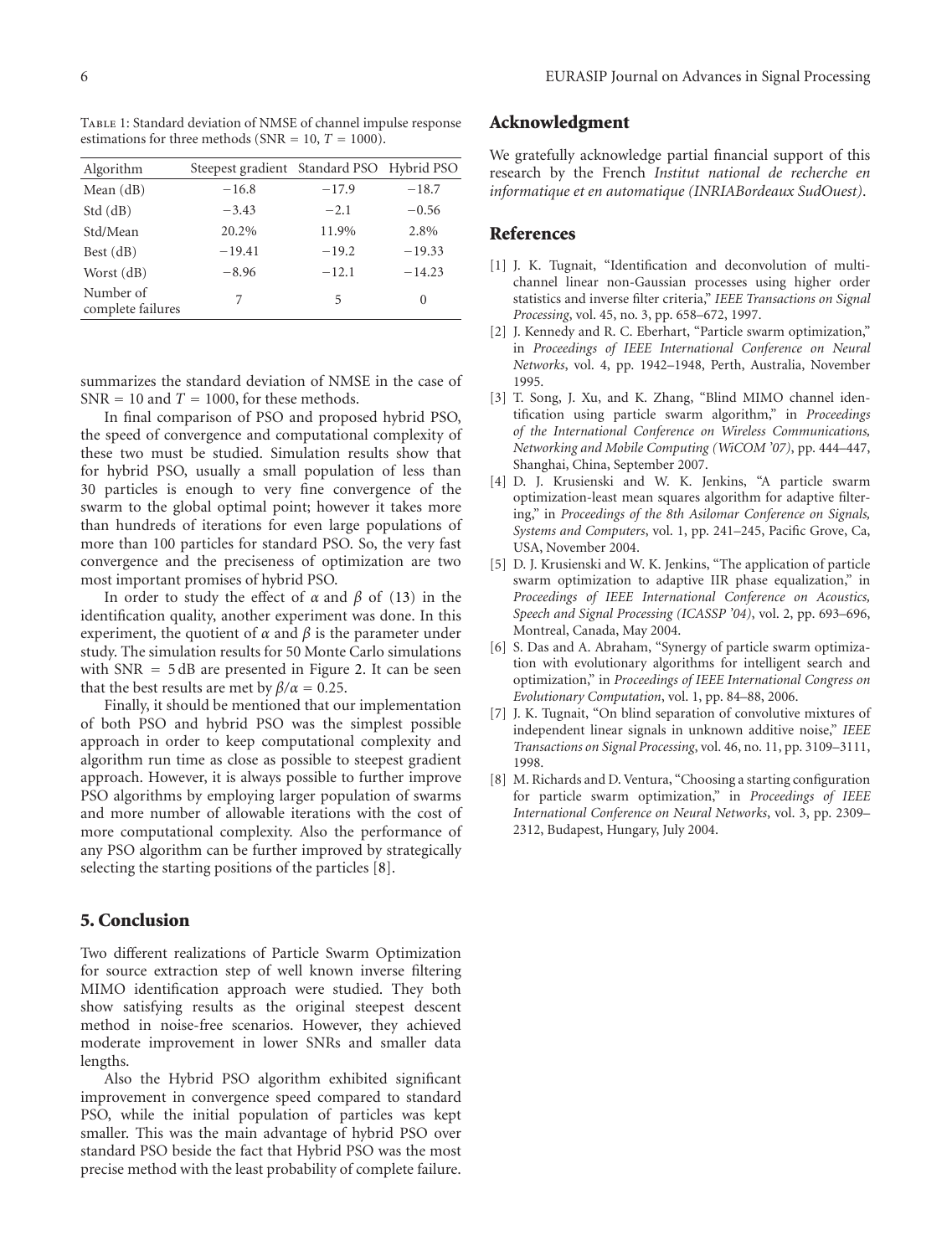Table 1: Standard deviation of NMSE of channel impulse response estimations for three methods (SNR = 10, $T = 1000$).

| Algorithm | Steepest gradient | Standard PSO | Hybrid PSO |
|---|---|---|---|
| Mean (dB) | −16.8 | −17.9 | −18.7 |
| Std (dB) | −3.43 | −2.1 | −0.56 |
| Std/Mean | 20.2% | 11.9% | 2.8% |
| Best (dB) | −19.41 | −19.2 | −19.33 |
| Worst (dB) | −8.96 | −12.1 | −14.23 |
| Number of complete failures | 7 | 5 | 0 |

summarizes the standard deviation of NMSE in the case of SNR = 10 and $T = 1000$, for these methods.

In final comparison of PSO and proposed hybrid PSO, the speed of convergence and computational complexity of these two must be studied. Simulation results show that for hybrid PSO, usually a small population of less than 30 particles is enough to very fine convergence of the swarm to the global optimal point; however it takes more than hundreds of iterations for even large populations of more than 100 particles for standard PSO. So, the very fast convergence and the preciseness of optimization are two most important promises of hybrid PSO.

In order to study the effect of $\alpha$ and $\beta$ of (13) in the identification quality, another experiment was done. In this experiment, the quotient of $\alpha$ and $\beta$ is the parameter under study. The simulation results for 50 Monte Carlo simulations with SNR = 5 dB are presented in Figure 2. It can be seen that the best results are met by $\beta/\alpha = 0.25$.

Finally, it should be mentioned that our implementation of both PSO and hybrid PSO was the simplest possible approach in order to keep computational complexity and algorithm run time as close as possible to steepest gradient approach. However, it is always possible to further improve PSO algorithms by employing larger population of swarms and more number of allowable iterations with the cost of more computational complexity. Also the performance of any PSO algorithm can be further improved by strategically selecting the starting positions of the particles [8].

## 5. Conclusion

Two different realizations of Particle Swarm Optimization for source extraction step of well known inverse filtering MIMO identification approach were studied. They both show satisfying results as the original steepest descent method in noise-free scenarios. However, they achieved moderate improvement in lower SNRs and smaller data lengths.

Also the Hybrid PSO algorithm exhibited significant improvement in convergence speed compared to standard PSO, while the initial population of particles was kept smaller. This was the main advantage of hybrid PSO over standard PSO beside the fact that Hybrid PSO was the most precise method with the least probability of complete failure.

## Acknowledgment

We gratefully acknowledge partial financial support of this research by the French *Institut national de recherche en informatique et en automatique (INRIABordeaux SudOuest)*.

## References

[1] J. K. Tugnait, "Identification and deconvolution of multichannel linear non-Gaussian processes using higher order statistics and inverse filter criteria," *IEEE Transactions on Signal Processing*, vol. 45, no. 3, pp. 658–672, 1997.

[2] J. Kennedy and R. C. Eberhart, "Particle swarm optimization," in *Proceedings of IEEE International Conference on Neural Networks*, vol. 4, pp. 1942–1948, Perth, Australia, November 1995.

[3] T. Song, J. Xu, and K. Zhang, "Blind MIMO channel identification using particle swarm algorithm," in *Proceedings of the International Conference on Wireless Communications, Networking and Mobile Computing (WiCOM '07)*, pp. 444–447, Shanghai, China, September 2007.

[4] D. J. Krusienski and W. K. Jenkins, "A particle swarm optimization-least mean squares algorithm for adaptive filtering," in *Proceedings of the 8th Asilomar Conference on Signals, Systems and Computers*, vol. 1, pp. 241–245, Pacific Grove, Ca, USA, November 2004.

[5] D. J. Krusienski and W. K. Jenkins, "The application of particle swarm optimization to adaptive IIR phase equalization," in *Proceedings of IEEE International Conference on Acoustics, Speech and Signal Processing (ICASSP '04)*, vol. 2, pp. 693–696, Montreal, Canada, May 2004.

[6] S. Das and A. Abraham, "Synergy of particle swarm optimization with evolutionary algorithms for intelligent search and optimization," in *Proceedings of IEEE International Congress on Evolutionary Computation*, vol. 1, pp. 84–88, 2006.

[7] J. K. Tugnait, "On blind separation of convolutive mixtures of independent linear signals in unknown additive noise," *IEEE Transactions on Signal Processing*, vol. 46, no. 11, pp. 3109–3111, 1998.

[8] M. Richards and D. Ventura, "Choosing a starting configuration for particle swarm optimization," in *Proceedings of IEEE International Conference on Neural Networks*, vol. 3, pp. 2309–2312, Budapest, Hungary, July 2004.